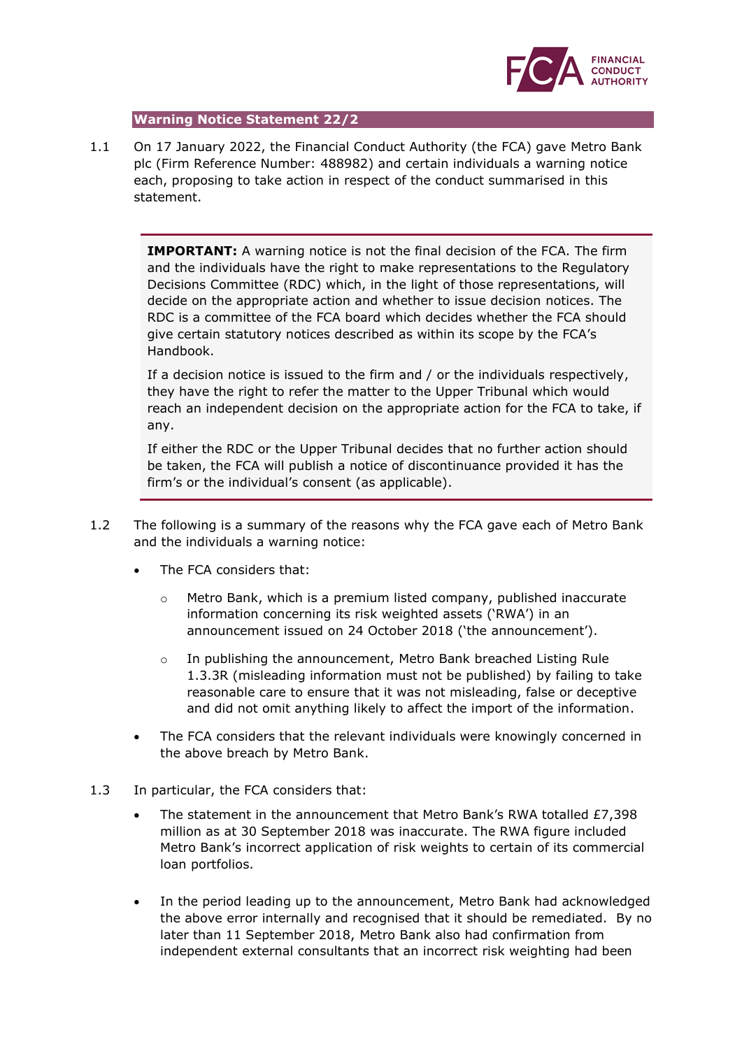FINANCIAL CONDUCT AUTHORITY

## Warning Notice Statement 22/2

1.1 On 17 January 2022, the Financial Conduct Authority (the FCA) gave Metro Bank plc (Firm Reference Number: 488982) and certain individuals a warning notice each, proposing to take action in respect of the conduct summarised in this statement.

> **IMPORTANT:** A warning notice is not the final decision of the FCA. The firm and the individuals have the right to make representations to the Regulatory Decisions Committee (RDC) which, in the light of those representations, will decide on the appropriate action and whether to issue decision notices. The RDC is a committee of the FCA board which decides whether the FCA should give certain statutory notices described as within its scope by the FCA's Handbook.
>
> If a decision notice is issued to the firm and / or the individuals respectively, they have the right to refer the matter to the Upper Tribunal which would reach an independent decision on the appropriate action for the FCA to take, if any.
>
> If either the RDC or the Upper Tribunal decides that no further action should be taken, the FCA will publish a notice of discontinuance provided it has the firm's or the individual's consent (as applicable).

1.2 The following is a summary of the reasons why the FCA gave each of Metro Bank and the individuals a warning notice:

- The FCA considers that:
  - Metro Bank, which is a premium listed company, published inaccurate information concerning its risk weighted assets ('RWA') in an announcement issued on 24 October 2018 ('the announcement').
  - In publishing the announcement, Metro Bank breached Listing Rule 1.3.3R (misleading information must not be published) by failing to take reasonable care to ensure that it was not misleading, false or deceptive and did not omit anything likely to affect the import of the information.
- The FCA considers that the relevant individuals were knowingly concerned in the above breach by Metro Bank.

1.3 In particular, the FCA considers that:

- The statement in the announcement that Metro Bank's RWA totalled £7,398 million as at 30 September 2018 was inaccurate. The RWA figure included Metro Bank's incorrect application of risk weights to certain of its commercial loan portfolios.
- In the period leading up to the announcement, Metro Bank had acknowledged the above error internally and recognised that it should be remediated. By no later than 11 September 2018, Metro Bank also had confirmation from independent external consultants that an incorrect risk weighting had been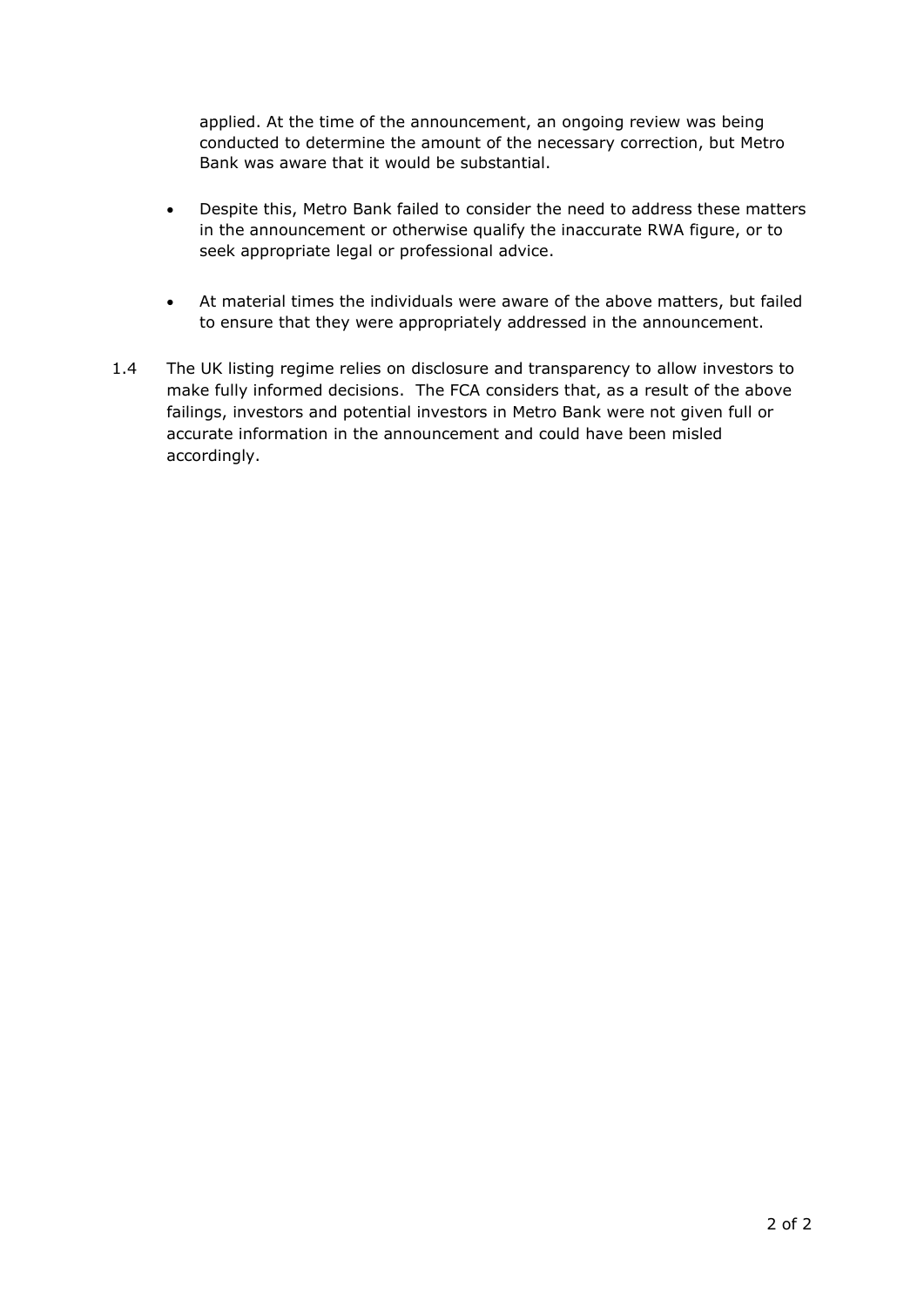applied. At the time of the announcement, an ongoing review was being conducted to determine the amount of the necessary correction, but Metro Bank was aware that it would be substantial.

- Despite this, Metro Bank failed to consider the need to address these matters in the announcement or otherwise qualify the inaccurate RWA figure, or to seek appropriate legal or professional advice.

- At material times the individuals were aware of the above matters, but failed to ensure that they were appropriately addressed in the announcement.

1.4 The UK listing regime relies on disclosure and transparency to allow investors to make fully informed decisions. The FCA considers that, as a result of the above failings, investors and potential investors in Metro Bank were not given full or accurate information in the announcement and could have been misled accordingly.